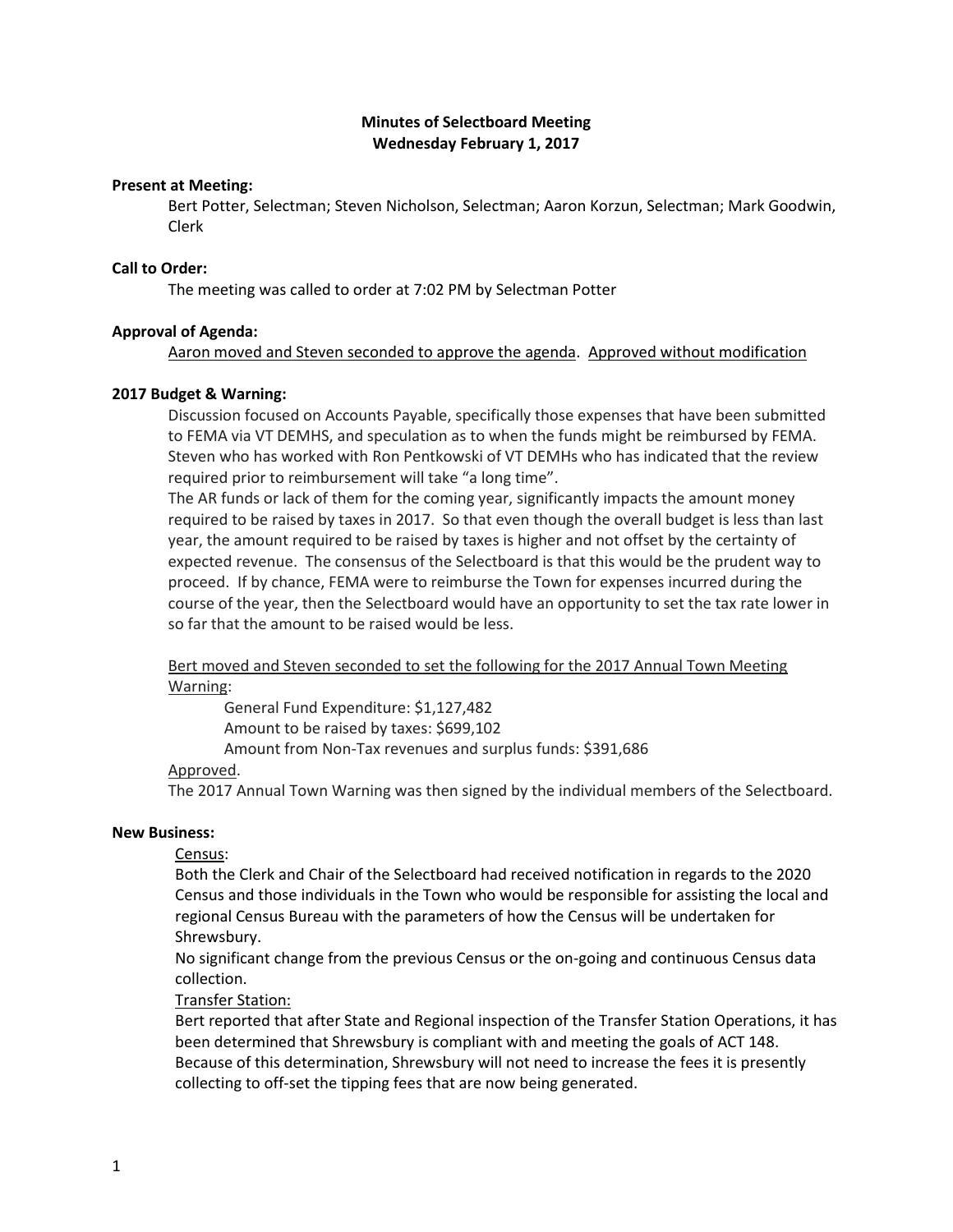**Minutes of Selectboard Meeting**
**Wednesday February 1, 2017**

**Present at Meeting:**

Bert Potter, Selectman; Steven Nicholson, Selectman; Aaron Korzun, Selectman; Mark Goodwin, Clerk

**Call to Order:**

The meeting was called to order at 7:02 PM by Selectman Potter

**Approval of Agenda:**

Aaron moved and Steven seconded to approve the agenda. Approved without modification

**2017 Budget & Warning:**

Discussion focused on Accounts Payable, specifically those expenses that have been submitted to FEMA via VT DEMHS, and speculation as to when the funds might be reimbursed by FEMA. Steven who has worked with Ron Pentkowski of VT DEMHs who has indicated that the review required prior to reimbursement will take "a long time".

The AR funds or lack of them for the coming year, significantly impacts the amount money required to be raised by taxes in 2017. So that even though the overall budget is less than last year, the amount required to be raised by taxes is higher and not offset by the certainty of expected revenue. The consensus of the Selectboard is that this would be the prudent way to proceed. If by chance, FEMA were to reimburse the Town for expenses incurred during the course of the year, then the Selectboard would have an opportunity to set the tax rate lower in so far that the amount to be raised would be less.

Bert moved and Steven seconded to set the following for the 2017 Annual Town Meeting Warning:

General Fund Expenditure: $1,127,482
Amount to be raised by taxes: $699,102
Amount from Non-Tax revenues and surplus funds: $391,686

Approved.

The 2017 Annual Town Warning was then signed by the individual members of the Selectboard.

**New Business:**

Census:

Both the Clerk and Chair of the Selectboard had received notification in regards to the 2020 Census and those individuals in the Town who would be responsible for assisting the local and regional Census Bureau with the parameters of how the Census will be undertaken for Shrewsbury.

No significant change from the previous Census or the on-going and continuous Census data collection.

Transfer Station:

Bert reported that after State and Regional inspection of the Transfer Station Operations, it has been determined that Shrewsbury is compliant with and meeting the goals of ACT 148. Because of this determination, Shrewsbury will not need to increase the fees it is presently collecting to off-set the tipping fees that are now being generated.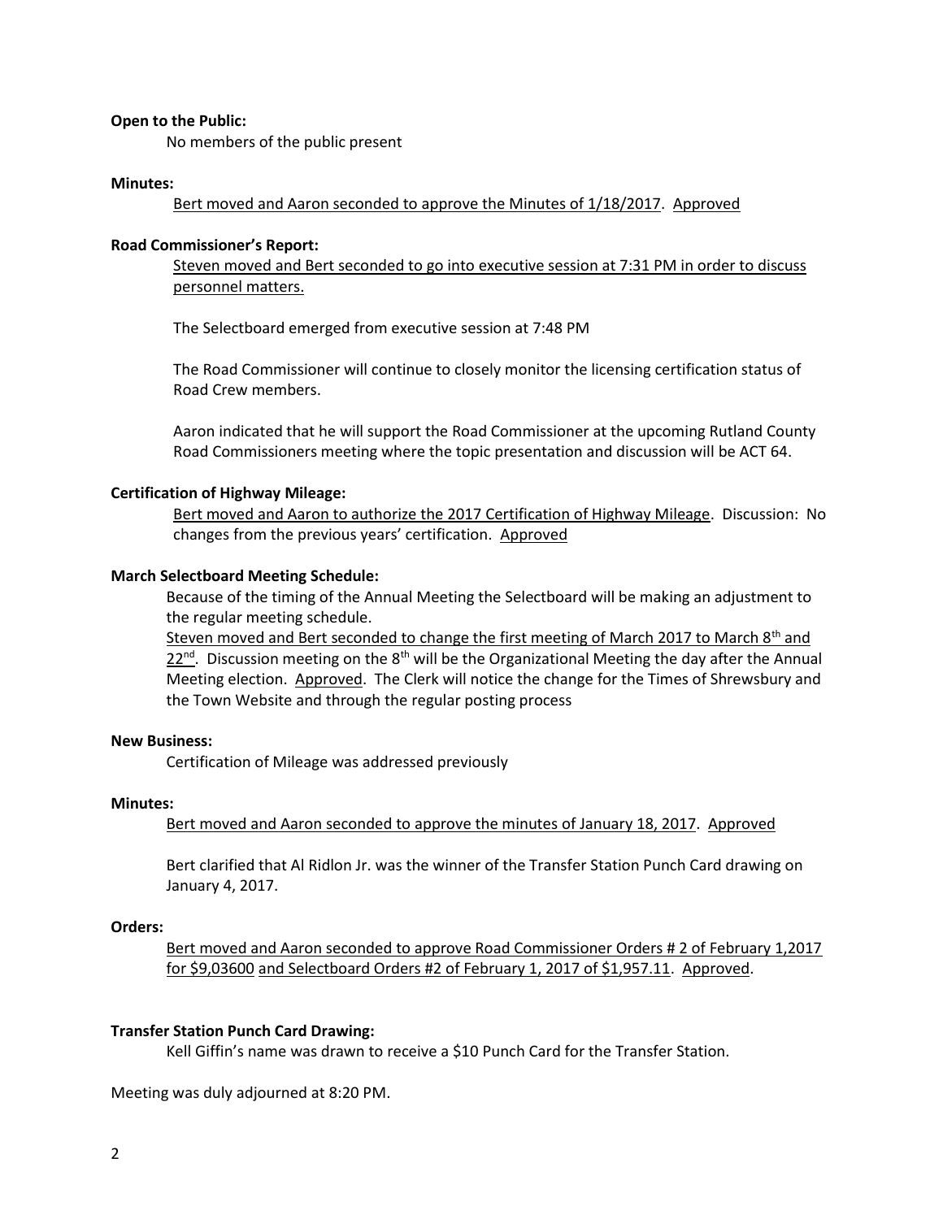**Open to the Public:**

No members of the public present

**Minutes:**

Bert moved and Aaron seconded to approve the Minutes of 1/18/2017. Approved

**Road Commissioner's Report:**

Steven moved and Bert seconded to go into executive session at 7:31 PM in order to discuss personnel matters.

The Selectboard emerged from executive session at 7:48 PM

The Road Commissioner will continue to closely monitor the licensing certification status of Road Crew members.

Aaron indicated that he will support the Road Commissioner at the upcoming Rutland County Road Commissioners meeting where the topic presentation and discussion will be ACT 64.

**Certification of Highway Mileage:**

Bert moved and Aaron to authorize the 2017 Certification of Highway Mileage. Discussion: No changes from the previous years' certification. Approved

**March Selectboard Meeting Schedule:**

Because of the timing of the Annual Meeting the Selectboard will be making an adjustment to the regular meeting schedule.

Steven moved and Bert seconded to change the first meeting of March 2017 to March 8th and 22nd. Discussion meeting on the 8th will be the Organizational Meeting the day after the Annual Meeting election. Approved. The Clerk will notice the change for the Times of Shrewsbury and the Town Website and through the regular posting process

**New Business:**

Certification of Mileage was addressed previously

**Minutes:**

Bert moved and Aaron seconded to approve the minutes of January 18, 2017. Approved

Bert clarified that Al Ridlon Jr. was the winner of the Transfer Station Punch Card drawing on January 4, 2017.

**Orders:**

Bert moved and Aaron seconded to approve Road Commissioner Orders # 2 of February 1,2017 for $9,03600 and Selectboard Orders #2 of February 1, 2017 of $1,957.11. Approved.

**Transfer Station Punch Card Drawing:**

Kell Giffin's name was drawn to receive a $10 Punch Card for the Transfer Station.

Meeting was duly adjourned at 8:20 PM.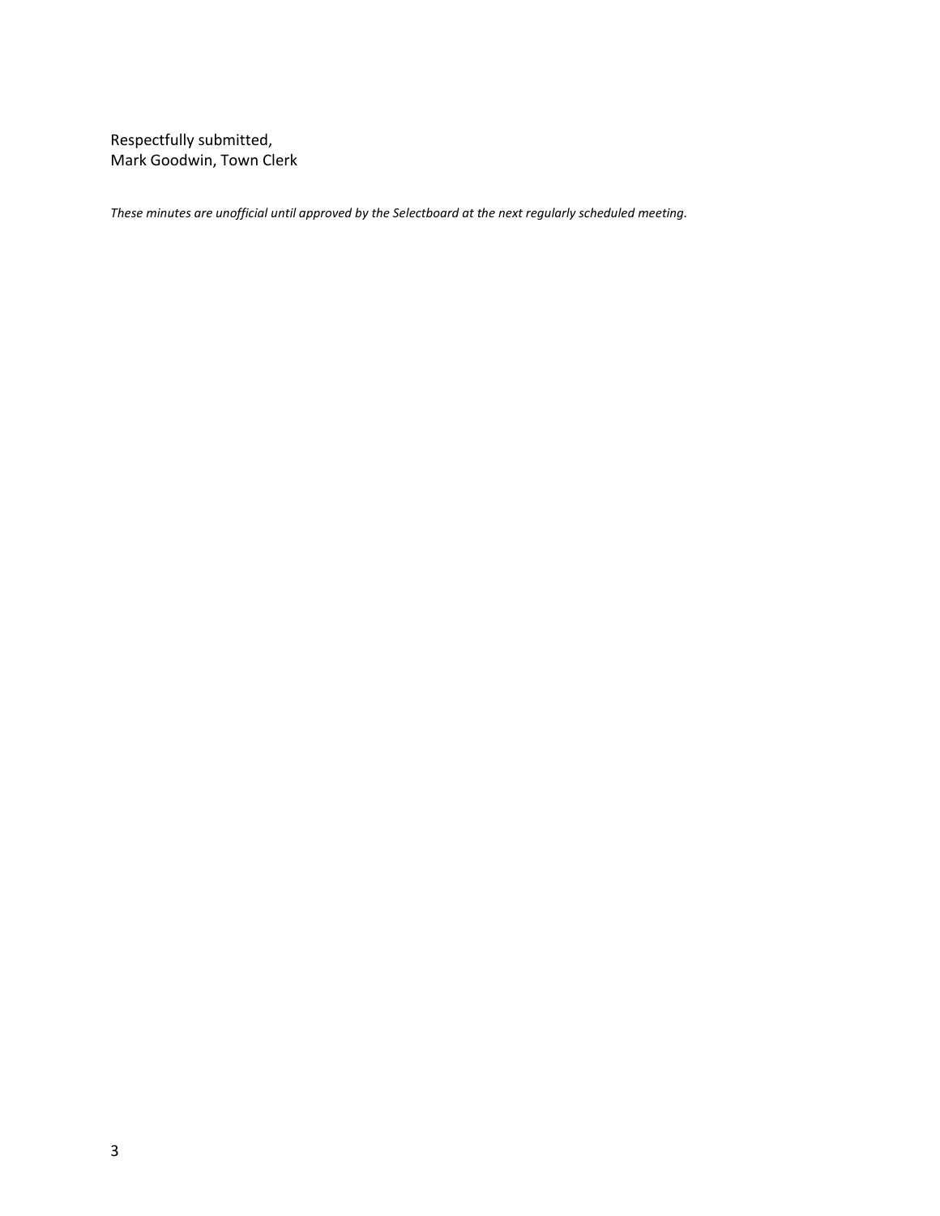Respectfully submitted,
Mark Goodwin, Town Clerk

*These minutes are unofficial until approved by the Selectboard at the next regularly scheduled meeting.*